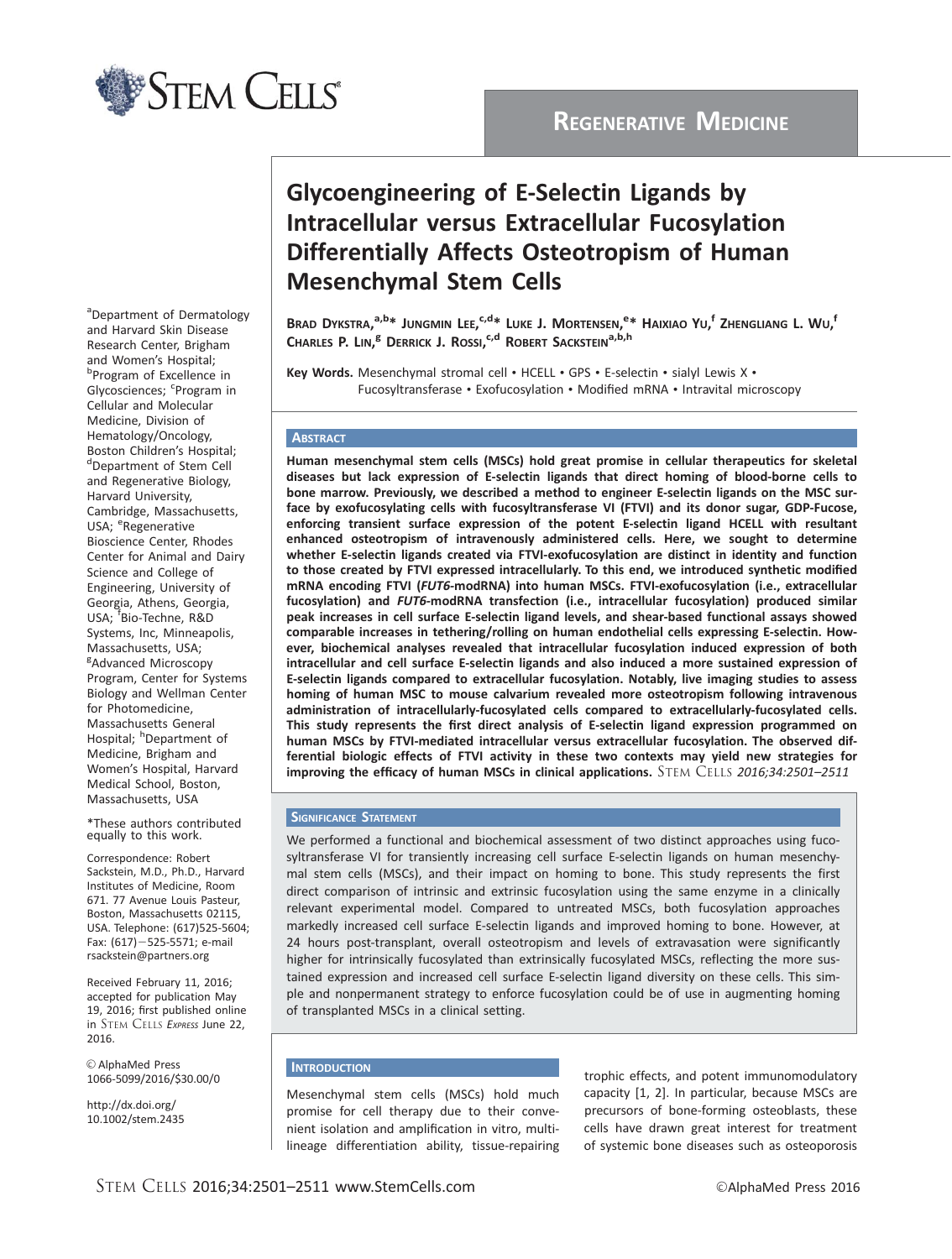Regenerative Medicine

# Glycoengineering of E-Selectin Ligands by Intracellular versus Extracellular Fucosylation Differentially Affects Osteotropism of Human Mesenchymal Stem Cells

Brad Dykstra,[a,b]* Jungmin Lee,[c,d]* Luke J. Mortensen,[e]* Haixiao Yu,[f] Zhengliang L. Wu,[f] Charles P. Lin,[g] Derrick J. Rossi,[c,d] Robert Sackstein[a,b,h]

[a]Department of Dermatology and Harvard Skin Disease Research Center, Brigham and Women's Hospital; [b]Program of Excellence in Glycosciences; [c]Program in Cellular and Molecular Medicine, Division of Hematology/Oncology, Boston Children's Hospital; [d]Department of Stem Cell and Regenerative Biology, Harvard University, Cambridge, Massachusetts, USA; [e]Regenerative Bioscience Center, Rhodes Center for Animal and Dairy Science and College of Engineering, University of Georgia, Athens, Georgia, USA; [f]Bio-Techne, R&D Systems, Inc, Minneapolis, Massachusetts, USA; [g]Advanced Microscopy Program, Center for Systems Biology and Wellman Center for Photomedicine, Massachusetts General Hospital; [h]Department of Medicine, Brigham and Women's Hospital, Harvard Medical School, Boston, Massachusetts, USA

*These authors contributed equally to this work.

Correspondence: Robert Sackstein, M.D., Ph.D., Harvard Institutes of Medicine, Room 671. 77 Avenue Louis Pasteur, Boston, Massachusetts 02115, USA. Telephone: (617)525-5604; Fax: (617)−525-5571; e-mail rsackstein@partners.org

Received February 11, 2016; accepted for publication May 19, 2016; first published online in Stem Cells Express June 22, 2016.

© AlphaMed Press 1066-5099/2016/$30.00/0

http://dx.doi.org/10.1002/stem.2435

**Key Words.** Mesenchymal stromal cell • HCELL • GPS • E-selectin • sialyl Lewis X • Fucosyltransferase • Exofucosylation • Modified mRNA • Intravital microscopy

## Abstract

**Human mesenchymal stem cells (MSCs) hold great promise in cellular therapeutics for skeletal diseases but lack expression of E-selectin ligands that direct homing of blood-borne cells to bone marrow. Previously, we described a method to engineer E-selectin ligands on the MSC surface by exofucosylating cells with fucosyltransferase VI (FTVI) and its donor sugar, GDP-Fucose, enforcing transient surface expression of the potent E-selectin ligand HCELL with resultant enhanced osteotropism of intravenously administered cells. Here, we sought to determine whether E-selectin ligands created via FTVI-exofucosylation are distinct in identity and function to those created by FTVI expressed intracellularly. To this end, we introduced synthetic modified mRNA encoding FTVI (*FUT6*-modRNA) into human MSCs. FTVI-exofucosylation (i.e., extracellular fucosylation) and *FUT6*-modRNA transfection (i.e., intracellular fucosylation) produced similar peak increases in cell surface E-selectin ligand levels, and shear-based functional assays showed comparable increases in tethering/rolling on human endothelial cells expressing E-selectin. However, biochemical analyses revealed that intracellular fucosylation induced expression of both intracellular and cell surface E-selectin ligands and also induced a more sustained expression of E-selectin ligands compared to extracellular fucosylation. Notably, live imaging studies to assess homing of human MSC to mouse calvarium revealed more osteotropism following intravenous administration of intracellularly-fucosylated cells compared to extracellularly-fucosylated cells. This study represents the first direct analysis of E-selectin ligand expression programmed on human MSCs by FTVI-mediated intracellular versus extracellular fucosylation. The observed differential biologic effects of FTVI activity in these two contexts may yield new strategies for improving the efficacy of human MSCs in clinical applications.** Stem Cells *2016;34:2501–2511*

## Significance Statement

We performed a functional and biochemical assessment of two distinct approaches using fucosyltransferase VI for transiently increasing cell surface E-selectin ligands on human mesenchymal stem cells (MSCs), and their impact on homing to bone. This study represents the first direct comparison of intrinsic and extrinsic fucosylation using the same enzyme in a clinically relevant experimental model. Compared to untreated MSCs, both fucosylation approaches markedly increased cell surface E-selectin ligands and improved homing to bone. However, at 24 hours post-transplant, overall osteotropism and levels of extravasation were significantly higher for intrinsically fucosylated than extrinsically fucosylated MSCs, reflecting the more sustained expression and increased cell surface E-selectin ligand diversity on these cells. This simple and nonpermanent strategy to enforce fucosylation could be of use in augmenting homing of transplanted MSCs in a clinical setting.

## Introduction

Mesenchymal stem cells (MSCs) hold much promise for cell therapy due to their convenient isolation and amplification in vitro, multilineage differentiation ability, tissue-repairing trophic effects, and potent immunomodulatory capacity [1, 2]. In particular, because MSCs are precursors of bone-forming osteoblasts, these cells have drawn great interest for treatment of systemic bone diseases such as osteoporosis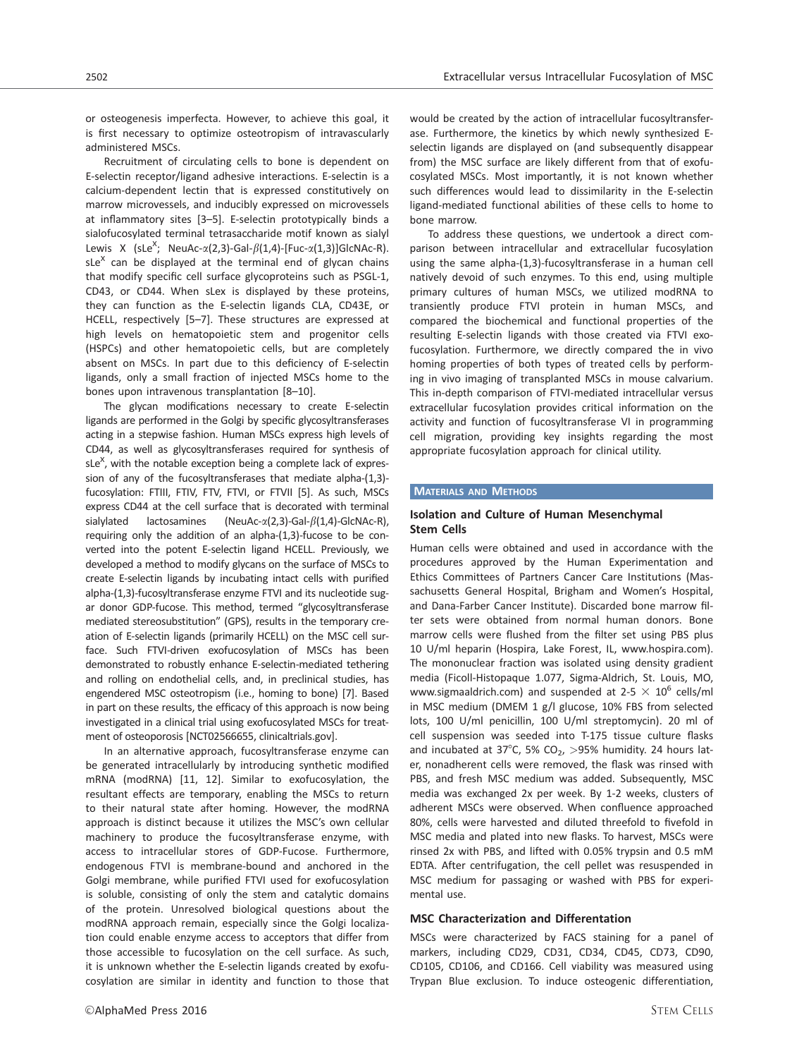or osteogenesis imperfecta. However, to achieve this goal, it is first necessary to optimize osteotropism of intravascularly administered MSCs.

Recruitment of circulating cells to bone is dependent on E-selectin receptor/ligand adhesive interactions. E-selectin is a calcium-dependent lectin that is expressed constitutively on marrow microvessels, and inducibly expressed on microvessels at inflammatory sites [3–5]. E-selectin prototypically binds a sialofucosylated terminal tetrasaccharide motif known as sialyl Lewis X (sLe$^X$; NeuAc-$\alpha$(2,3)-Gal-$\beta$(1,4)-[Fuc-$\alpha$(1,3)]GlcNAc-R). sLe$^X$ can be displayed at the terminal end of glycan chains that modify specific cell surface glycoproteins such as PSGL-1, CD43, or CD44. When sLex is displayed by these proteins, they can function as the E-selectin ligands CLA, CD43E, or HCELL, respectively [5–7]. These structures are expressed at high levels on hematopoietic stem and progenitor cells (HSPCs) and other hematopoietic cells, but are completely absent on MSCs. In part due to this deficiency of E-selectin ligands, only a small fraction of injected MSCs home to the bones upon intravenous transplantation [8–10].

The glycan modifications necessary to create E-selectin ligands are performed in the Golgi by specific glycosyltransferases acting in a stepwise fashion. Human MSCs express high levels of CD44, as well as glycosyltransferases required for synthesis of sLe$^X$, with the notable exception being a complete lack of expression of any of the fucosyltransferases that mediate alpha-(1,3)-fucosylation: FTIII, FTIV, FTV, FTVI, or FTVII [5]. As such, MSCs express CD44 at the cell surface that is decorated with terminal sialylated lactosamines (NeuAc-$\alpha$(2,3)-Gal-$\beta$(1,4)-GlcNAc-R), requiring only the addition of an alpha-(1,3)-fucose to be converted into the potent E-selectin ligand HCELL. Previously, we developed a method to modify glycans on the surface of MSCs to create E-selectin ligands by incubating intact cells with purified alpha-(1,3)-fucosyltransferase enzyme FTVI and its nucleotide sugar donor GDP-fucose. This method, termed "glycosyltransferase mediated stereosubstitution" (GPS), results in the temporary creation of E-selectin ligands (primarily HCELL) on the MSC cell surface. Such FTVI-driven exofucosylation of MSCs has been demonstrated to robustly enhance E-selectin-mediated tethering and rolling on endothelial cells, and, in preclinical studies, has engendered MSC osteotropism (i.e., homing to bone) [7]. Based in part on these results, the efficacy of this approach is now being investigated in a clinical trial using exofucosylated MSCs for treatment of osteoporosis [NCT02566655, clinicaltrials.gov].

In an alternative approach, fucosyltransferase enzyme can be generated intracellularly by introducing synthetic modified mRNA (modRNA) [11, 12]. Similar to exofucosylation, the resultant effects are temporary, enabling the MSCs to return to their natural state after homing. However, the modRNA approach is distinct because it utilizes the MSC's own cellular machinery to produce the fucosyltransferase enzyme, with access to intracellular stores of GDP-Fucose. Furthermore, endogenous FTVI is membrane-bound and anchored in the Golgi membrane, while purified FTVI used for exofucosylation is soluble, consisting of only the stem and catalytic domains of the protein. Unresolved biological questions about the modRNA approach remain, especially since the Golgi localization could enable enzyme access to acceptors that differ from those accessible to fucosylation on the cell surface. As such, it is unknown whether the E-selectin ligands created by exofucosylation are similar in identity and function to those that would be created by the action of intracellular fucosyltransferase. Furthermore, the kinetics by which newly synthesized E-selectin ligands are displayed on (and subsequently disappear from) the MSC surface are likely different from that of exofucosylated MSCs. Most importantly, it is not known whether such differences would lead to dissimilarity in the E-selectin ligand-mediated functional abilities of these cells to home to bone marrow.

To address these questions, we undertook a direct comparison between intracellular and extracellular fucosylation using the same alpha-(1,3)-fucosyltransferase in a human cell natively devoid of such enzymes. To this end, using multiple primary cultures of human MSCs, we utilized modRNA to transiently produce FTVI protein in human MSCs, and compared the biochemical and functional properties of the resulting E-selectin ligands with those created via FTVI exofucosylation. Furthermore, we directly compared the in vivo homing properties of both types of treated cells by performing in vivo imaging of transplanted MSCs in mouse calvarium. This in-depth comparison of FTVI-mediated intracellular versus extracellular fucosylation provides critical information on the activity and function of fucosyltransferase VI in programming cell migration, providing key insights regarding the most appropriate fucosylation approach for clinical utility.

## MATERIALS AND METHODS

### Isolation and Culture of Human Mesenchymal Stem Cells

Human cells were obtained and used in accordance with the procedures approved by the Human Experimentation and Ethics Committees of Partners Cancer Care Institutions (Massachusetts General Hospital, Brigham and Women's Hospital, and Dana-Farber Cancer Institute). Discarded bone marrow filter sets were obtained from normal human donors. Bone marrow cells were flushed from the filter set using PBS plus 10 U/ml heparin (Hospira, Lake Forest, IL, www.hospira.com). The mononuclear fraction was isolated using density gradient media (Ficoll-Histopaque 1.077, Sigma-Aldrich, St. Louis, MO, www.sigmaaldrich.com) and suspended at 2-5 $\times$ 10$^6$ cells/ml in MSC medium (DMEM 1 g/l glucose, 10% FBS from selected lots, 100 U/ml penicillin, 100 U/ml streptomycin). 20 ml of cell suspension was seeded into T-175 tissue culture flasks and incubated at 37°C, 5% $CO_2$, >95% humidity. 24 hours later, nonadherent cells were removed, the flask was rinsed with PBS, and fresh MSC medium was added. Subsequently, MSC media was exchanged 2x per week. By 1-2 weeks, clusters of adherent MSCs were observed. When confluence approached 80%, cells were harvested and diluted threefold to fivefold in MSC media and plated into new flasks. To harvest, MSCs were rinsed 2x with PBS, and lifted with 0.05% trypsin and 0.5 mM EDTA. After centrifugation, the cell pellet was resuspended in MSC medium for passaging or washed with PBS for experimental use.

### MSC Characterization and Differentation

MSCs were characterized by FACS staining for a panel of markers, including CD29, CD31, CD34, CD45, CD73, CD90, CD105, CD106, and CD166. Cell viability was measured using Trypan Blue exclusion. To induce osteogenic differentiation,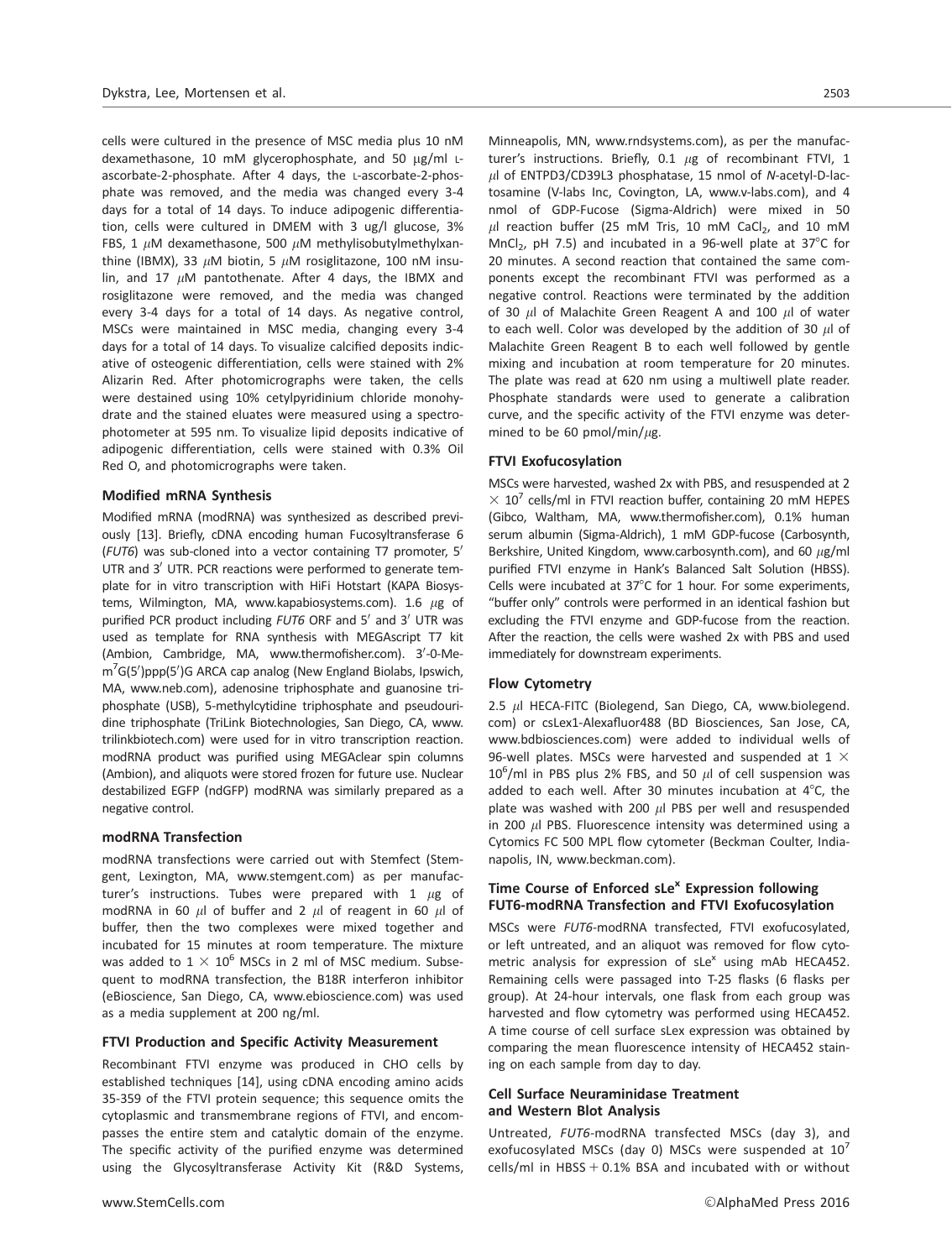cells were cultured in the presence of MSC media plus 10 nM dexamethasone, 10 mM glycerophosphate, and 50 μg/ml L-ascorbate-2-phosphate. After 4 days, the L-ascorbate-2-phosphate was removed, and the media was changed every 3-4 days for a total of 14 days. To induce adipogenic differentiation, cells were cultured in DMEM with 3 ug/l glucose, 3% FBS, 1 μM dexamethasone, 500 μM methylisobutylmethylxanthine (IBMX), 33 μM biotin, 5 μM rosiglitazone, 100 nM insulin, and 17 μM pantothenate. After 4 days, the IBMX and rosiglitazone were removed, and the media was changed every 3-4 days for a total of 14 days. As negative control, MSCs were maintained in MSC media, changing every 3-4 days for a total of 14 days. To visualize calcified deposits indicative of osteogenic differentiation, cells were stained with 2% Alizarin Red. After photomicrographs were taken, the cells were destained using 10% cetylpyridinium chloride monohydrate and the stained eluates were measured using a spectrophotometer at 595 nm. To visualize lipid deposits indicative of adipogenic differentiation, cells were stained with 0.3% Oil Red O, and photomicrographs were taken.

### Modified mRNA Synthesis

Modified mRNA (modRNA) was synthesized as described previously [13]. Briefly, cDNA encoding human Fucosyltransferase 6 (*FUT6*) was sub-cloned into a vector containing T7 promoter, 5′ UTR and 3′ UTR. PCR reactions were performed to generate template for in vitro transcription with HiFi Hotstart (KAPA Biosystems, Wilmington, MA, www.kapabiosystems.com). 1.6 μg of purified PCR product including *FUT6* ORF and 5′ and 3′ UTR was used as template for RNA synthesis with MEGAscript T7 kit (Ambion, Cambridge, MA, www.thermofisher.com). 3′-0-Me-$m^7$G(5′)ppp(5′)G ARCA cap analog (New England Biolabs, Ipswich, MA, www.neb.com), adenosine triphosphate and guanosine triphosphate (USB), 5-methylcytidine triphosphate and pseudouridine triphosphate (TriLink Biotechnologies, San Diego, CA, www.trilinkbiotech.com) were used for in vitro transcription reaction. modRNA product was purified using MEGAclear spin columns (Ambion), and aliquots were stored frozen for future use. Nuclear destabilized EGFP (ndGFP) modRNA was similarly prepared as a negative control.

### modRNA Transfection

modRNA transfections were carried out with Stemfect (Stemgent, Lexington, MA, www.stemgent.com) as per manufacturer's instructions. Tubes were prepared with 1 μg of modRNA in 60 μl of buffer and 2 μl of reagent in 60 μl of buffer, then the two complexes were mixed together and incubated for 15 minutes at room temperature. The mixture was added to $1 \times 10^6$ MSCs in 2 ml of MSC medium. Subsequent to modRNA transfection, the B18R interferon inhibitor (eBioscience, San Diego, CA, www.ebioscience.com) was used as a media supplement at 200 ng/ml.

### FTVI Production and Specific Activity Measurement

Recombinant FTVI enzyme was produced in CHO cells by established techniques [14], using cDNA encoding amino acids 35-359 of the FTVI protein sequence; this sequence omits the cytoplasmic and transmembrane regions of FTVI, and encompasses the entire stem and catalytic domain of the enzyme. The specific activity of the purified enzyme was determined using the Glycosyltransferase Activity Kit (R&D Systems, Minneapolis, MN, www.rndsystems.com), as per the manufacturer's instructions. Briefly, 0.1 μg of recombinant FTVI, 1 μl of ENTPD3/CD39L3 phosphatase, 15 nmol of *N*-acetyl-D-lactosamine (V-labs Inc, Covington, LA, www.v-labs.com), and 4 nmol of GDP-Fucose (Sigma-Aldrich) were mixed in 50 μl reaction buffer (25 mM Tris, 10 mM $CaCl_2$, and 10 mM $MnCl_2$, pH 7.5) and incubated in a 96-well plate at 37°C for 20 minutes. A second reaction that contained the same components except the recombinant FTVI was performed as a negative control. Reactions were terminated by the addition of 30 μl of Malachite Green Reagent A and 100 μl of water to each well. Color was developed by the addition of 30 μl of Malachite Green Reagent B to each well followed by gentle mixing and incubation at room temperature for 20 minutes. The plate was read at 620 nm using a multiwell plate reader. Phosphate standards were used to generate a calibration curve, and the specific activity of the FTVI enzyme was determined to be 60 pmol/min/μg.

### FTVI Exofucosylation

MSCs were harvested, washed 2x with PBS, and resuspended at $2 \times 10^7$ cells/ml in FTVI reaction buffer, containing 20 mM HEPES (Gibco, Waltham, MA, www.thermofisher.com), 0.1% human serum albumin (Sigma-Aldrich), 1 mM GDP-fucose (Carbosynth, Berkshire, United Kingdom, www.carbosynth.com), and 60 μg/ml purified FTVI enzyme in Hank's Balanced Salt Solution (HBSS). Cells were incubated at 37°C for 1 hour. For some experiments, "buffer only" controls were performed in an identical fashion but excluding the FTVI enzyme and GDP-fucose from the reaction. After the reaction, the cells were washed 2x with PBS and used immediately for downstream experiments.

### Flow Cytometry

2.5 μl HECA-FITC (Biolegend, San Diego, CA, www.biolegend.com) or csLex1-Alexafluor488 (BD Biosciences, San Jose, CA, www.bdbiosciences.com) were added to individual wells of 96-well plates. MSCs were harvested and suspended at $1 \times 10^6$/ml in PBS plus 2% FBS, and 50 μl of cell suspension was added to each well. After 30 minutes incubation at 4°C, the plate was washed with 200 μl PBS per well and resuspended in 200 μl PBS. Fluorescence intensity was determined using a Cytomics FC 500 MPL flow cytometer (Beckman Coulter, Indianapolis, IN, www.beckman.com).

### Time Course of Enforced sLe$^x$ Expression following FUT6-modRNA Transfection and FTVI Exofucosylation

MSCs were *FUT6*-modRNA transfected, FTVI exofucosylated, or left untreated, and an aliquot was removed for flow cytometric analysis for expression of sLe$^x$ using mAb HECA452. Remaining cells were passaged into T-25 flasks (6 flasks per group). At 24-hour intervals, one flask from each group was harvested and flow cytometry was performed using HECA452. A time course of cell surface sLex expression was obtained by comparing the mean fluorescence intensity of HECA452 staining on each sample from day to day.

### Cell Surface Neuraminidase Treatment and Western Blot Analysis

Untreated, *FUT6*-modRNA transfected MSCs (day 3), and exofucosylated MSCs (day 0) MSCs were suspended at $10^7$ cells/ml in HBSS + 0.1% BSA and incubated with or without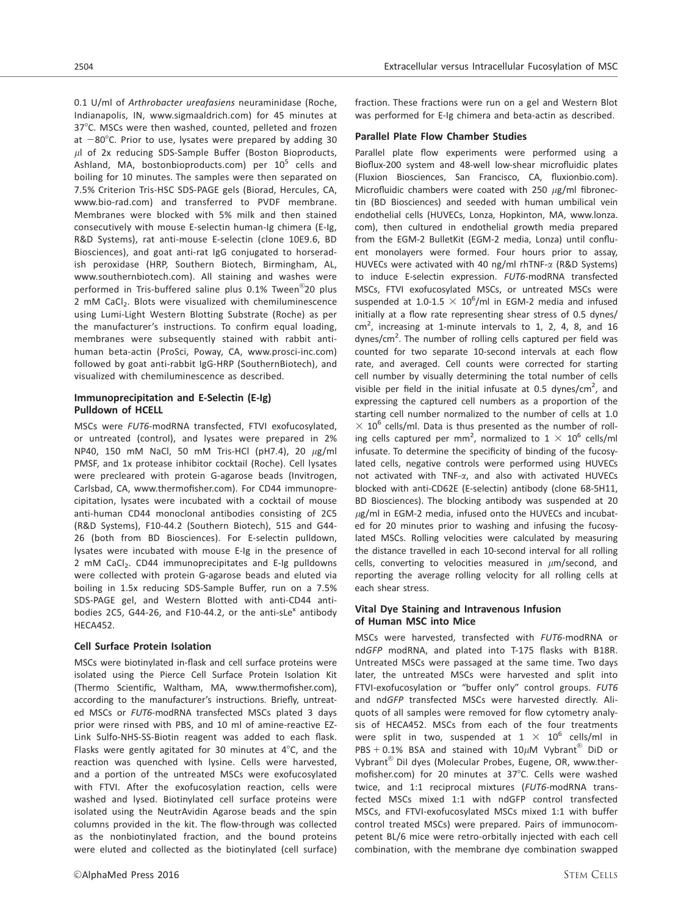0.1 U/ml of *Arthrobacter ureafasiens* neuraminidase (Roche, Indianapolis, IN, www.sigmaaldrich.com) for 45 minutes at 37°C. MSCs were then washed, counted, pelleted and frozen at −80°C. Prior to use, lysates were prepared by adding 30 $\mu$l of 2x reducing SDS-Sample Buffer (Boston Bioproducts, Ashland, MA, bostonbioproducts.com) per $10^5$ cells and boiling for 10 minutes. The samples were then separated on 7.5% Criterion Tris-HSC SDS-PAGE gels (Biorad, Hercules, CA, www.bio-rad.com) and transferred to PVDF membrane. Membranes were blocked with 5% milk and then stained consecutively with mouse E-selectin human-Ig chimera (E-Ig, R&D Systems), rat anti-mouse E-selectin (clone 10E9.6, BD Biosciences), and goat anti-rat IgG conjugated to horseradish peroxidase (HRP, Southern Biotech, Birmingham, AL, www.southernbiotech.com). All staining and washes were performed in Tris-buffered saline plus 0.1% Tween®20 plus 2 mM $CaCl_2$. Blots were visualized with chemiluminescence using Lumi-Light Western Blotting Substrate (Roche) as per the manufacturer's instructions. To confirm equal loading, membranes were subsequently stained with rabbit anti-human beta-actin (ProSci, Poway, CA, www.prosci-inc.com) followed by goat anti-rabbit IgG-HRP (SouthernBiotech), and visualized with chemiluminescence as described.

### Immunoprecipitation and E-Selectin (E-Ig) Pulldown of HCELL

MSCs were *FUT6*-modRNA transfected, FTVI exofucosylated, or untreated (control), and lysates were prepared in 2% NP40, 150 mM NaCl, 50 mM Tris-HCl (pH7.4), 20 $\mu$g/ml PMSF, and 1x protease inhibitor cocktail (Roche). Cell lysates were precleared with protein G-agarose beads (Invitrogen, Carlsbad, CA, www.thermofisher.com). For CD44 immunoprecipitation, lysates were incubated with a cocktail of mouse anti-human CD44 monoclonal antibodies consisting of 2C5 (R&D Systems), F10-44.2 (Southern Biotech), 515 and G44-26 (both from BD Biosciences). For E-selectin pulldown, lysates were incubated with mouse E-Ig in the presence of 2 mM $CaCl_2$. CD44 immunoprecipitates and E-Ig pulldowns were collected with protein G-agarose beads and eluted via boiling in 1.5x reducing SDS-Sample Buffer, run on a 7.5% SDS-PAGE gel, and Western Blotted with anti-CD44 antibodies 2C5, G44-26, and F10-44.2, or the anti-sLe$^x$ antibody HECA452.

### Cell Surface Protein Isolation

MSCs were biotinylated in-flask and cell surface proteins were isolated using the Pierce Cell Surface Protein Isolation Kit (Thermo Scientific, Waltham, MA, www.thermofisher.com), according to the manufacturer's instructions. Briefly, untreated MSCs or *FUT6*-modRNA transfected MSCs plated 3 days prior were rinsed with PBS, and 10 ml of amine-reactive EZ-Link Sulfo-NHS-SS-Biotin reagent was added to each flask. Flasks were gently agitated for 30 minutes at 4°C, and the reaction was quenched with lysine. Cells were harvested, and a portion of the untreated MSCs were exofucosylated with FTVI. After the exofucosylation reaction, cells were washed and lysed. Biotinylated cell surface proteins were isolated using the NeutrAvidin Agarose beads and the spin columns provided in the kit. The flow-through was collected as the nonbiotinylated fraction, and the bound proteins were eluted and collected as the biotinylated (cell surface) fraction. These fractions were run on a gel and Western Blot was performed for E-Ig chimera and beta-actin as described.

### Parallel Plate Flow Chamber Studies

Parallel plate flow experiments were performed using a Bioflux-200 system and 48-well low-shear microfluidic plates (Fluxion Biosciences, San Francisco, CA, fluxionbio.com). Microfluidic chambers were coated with 250 $\mu$g/ml fibronectin (BD Biosciences) and seeded with human umbilical vein endothelial cells (HUVECs, Lonza, Hopkinton, MA, www.lonza.com), then cultured in endothelial growth media prepared from the EGM-2 BulletKit (EGM-2 media, Lonza) until confluent monolayers were formed. Four hours prior to assay, HUVECs were activated with 40 ng/ml rhTNF-$\alpha$ (R&D Systems) to induce E-selectin expression. *FUT6*-modRNA transfected MSCs, FTVI exofucosylated MSCs, or untreated MSCs were suspended at 1.0-1.5 $\times$ $10^6$/ml in EGM-2 media and infused initially at a flow rate representing shear stress of 0.5 dynes/cm$^2$, increasing at 1-minute intervals to 1, 2, 4, 8, and 16 dynes/cm$^2$. The number of rolling cells captured per field was counted for two separate 10-second intervals at each flow rate, and averaged. Cell counts were corrected for starting cell number by visually determining the total number of cells visible per field in the initial infusate at 0.5 dynes/cm$^2$, and expressing the captured cell numbers as a proportion of the starting cell number normalized to the number of cells at 1.0 $\times$ $10^6$ cells/ml. Data is thus presented as the number of rolling cells captured per mm$^2$, normalized to 1 $\times$ $10^6$ cells/ml infusate. To determine the specificity of binding of the fucosylated cells, negative controls were performed using HUVECs not activated with TNF-$\alpha$, and also with activated HUVECs blocked with anti-CD62E (E-selectin) antibody (clone 68-5H11, BD Biosciences). The blocking antibody was suspended at 20 $\mu$g/ml in EGM-2 media, infused onto the HUVECs and incubated for 20 minutes prior to washing and infusing the fucosylated MSCs. Rolling velocities were calculated by measuring the distance travelled in each 10-second interval for all rolling cells, converting to velocities measured in $\mu$m/second, and reporting the average rolling velocity for all rolling cells at each shear stress.

### Vital Dye Staining and Intravenous Infusion of Human MSC into Mice

MSCs were harvested, transfected with *FUT6*-modRNA or nd*GFP* modRNA, and plated into T-175 flasks with B18R. Untreated MSCs were passaged at the same time. Two days later, the untreated MSCs were harvested and split into FTVI-exofucosylation or "buffer only" control groups. *FUT6* and nd*GFP* transfected MSCs were harvested directly. Aliquots of all samples were removed for flow cytometry analysis of HECA452. MSCs from each of the four treatments were split in two, suspended at 1 $\times$ $10^6$ cells/ml in PBS + 0.1% BSA and stained with 10$\mu$M Vybrant® DiD or Vybrant® DiI dyes (Molecular Probes, Eugene, OR, www.thermofisher.com) for 20 minutes at 37°C. Cells were washed twice, and 1:1 reciprocal mixtures (*FUT6*-modRNA transfected MSCs mixed 1:1 with ndGFP control transfected MSCs, and FTVI-exofucosylated MSCs mixed 1:1 with buffer control treated MSCs) were prepared. Pairs of immunocompetent BL/6 mice were retro-orbitally injected with each cell combination, with the membrane dye combination swapped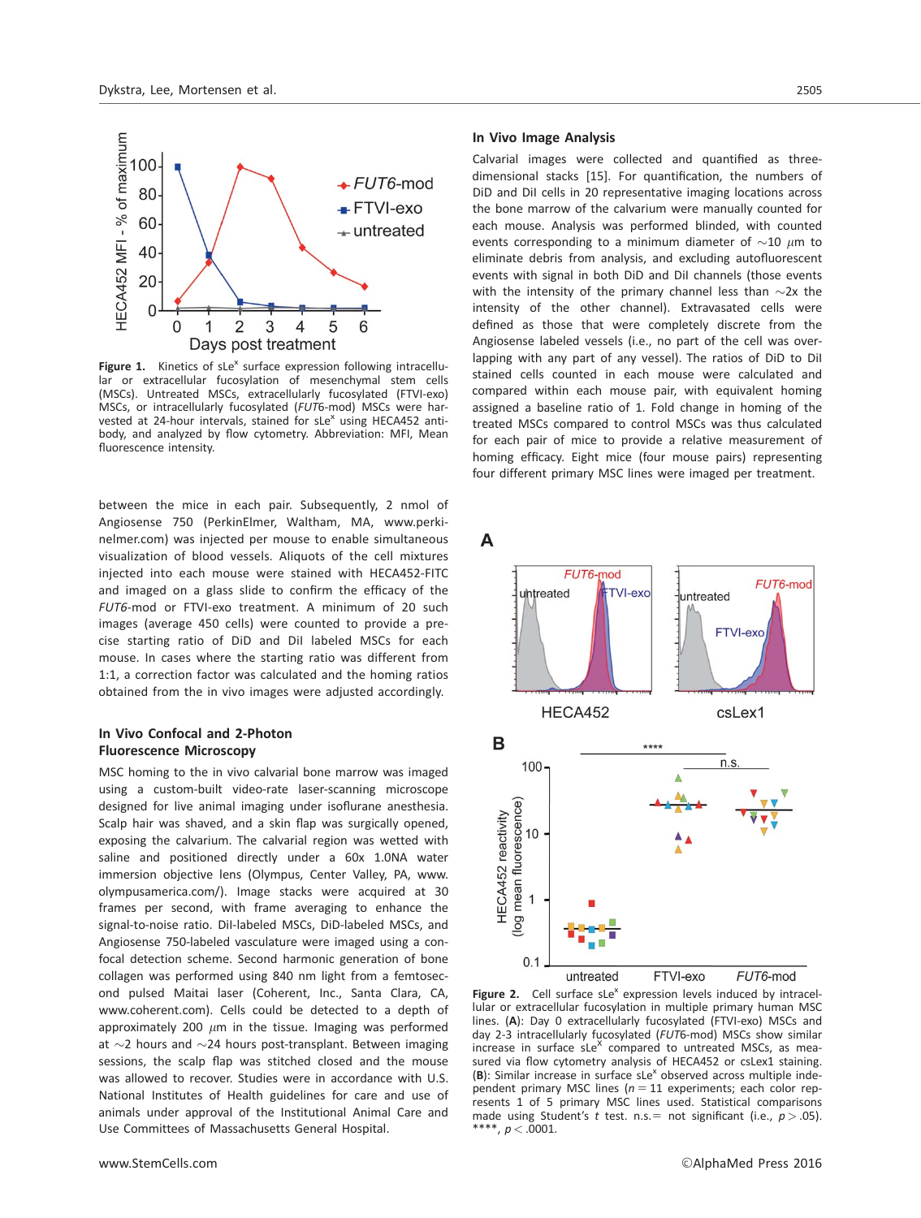Figure 1. Kinetics of sLe$^x$ surface expression following intracellular or extracellular fucosylation of mesenchymal stem cells (MSCs). Untreated MSCs, extracellularly fucosylated (FTVI-exo) MSCs, or intracellularly fucosylated (*FUT6*-mod) MSCs were harvested at 24-hour intervals, stained for sLe$^x$ using HECA452 antibody, and analyzed by flow cytometry. Abbreviation: MFI, Mean fluorescence intensity.

between the mice in each pair. Subsequently, 2 nmol of Angiosense 750 (PerkinElmer, Waltham, MA, www.perkinelmer.com) was injected per mouse to enable simultaneous visualization of blood vessels. Aliquots of the cell mixtures injected into each mouse were stained with HECA452-FITC and imaged on a glass slide to confirm the efficacy of the *FUT6*-mod or FTVI-exo treatment. A minimum of 20 such images (average 450 cells) were counted to provide a precise starting ratio of DiD and DiI labeled MSCs for each mouse. In cases where the starting ratio was different from 1:1, a correction factor was calculated and the homing ratios obtained from the in vivo images were adjusted accordingly.

### In Vivo Confocal and 2-Photon Fluorescence Microscopy

MSC homing to the in vivo calvarial bone marrow was imaged using a custom-built video-rate laser-scanning microscope designed for live animal imaging under isoflurane anesthesia. Scalp hair was shaved, and a skin flap was surgically opened, exposing the calvarium. The calvarial region was wetted with saline and positioned directly under a 60x 1.0NA water immersion objective lens (Olympus, Center Valley, PA, www.olympusamerica.com/). Image stacks were acquired at 30 frames per second, with frame averaging to enhance the signal-to-noise ratio. DiI-labeled MSCs, DiD-labeled MSCs, and Angiosense 750-labeled vasculature were imaged using a confocal detection scheme. Second harmonic generation of bone collagen was performed using 840 nm light from a femtosecond pulsed Maitai laser (Coherent, Inc., Santa Clara, CA, www.coherent.com). Cells could be detected to a depth of approximately 200 $\mu$m in the tissue. Imaging was performed at ~2 hours and ~24 hours post-transplant. Between imaging sessions, the scalp flap was stitched closed and the mouse was allowed to recover. Studies were in accordance with U.S. National Institutes of Health guidelines for care and use of animals under approval of the Institutional Animal Care and Use Committees of Massachusetts General Hospital.

### In Vivo Image Analysis

Calvarial images were collected and quantified as three-dimensional stacks [15]. For quantification, the numbers of DiD and DiI cells in 20 representative imaging locations across the bone marrow of the calvarium were manually counted for each mouse. Analysis was performed blinded, with counted events corresponding to a minimum diameter of ~10 $\mu$m to eliminate debris from analysis, and excluding autofluorescent events with signal in both DiD and DiI channels (those events with the intensity of the primary channel less than ~2x the intensity of the other channel). Extravasated cells were defined as those that were completely discrete from the Angiosense labeled vessels (i.e., no part of the cell was overlapping with any part of any vessel). The ratios of DiD to DiI stained cells counted in each mouse were calculated and compared within each mouse pair, with equivalent homing assigned a baseline ratio of 1. Fold change in homing of the treated MSCs compared to control MSCs was thus calculated for each pair of mice to provide a relative measurement of homing efficacy. Eight mice (four mouse pairs) representing four different primary MSC lines were imaged per treatment.

Figure 2. Cell surface sLe$^x$ expression levels induced by intracellular or extracellular fucosylation in multiple primary human MSC lines. (**A**): Day 0 extracellularly fucosylated (FTVI-exo) MSCs and day 2-3 intracellularly fucosylated (*FUT6*-mod) MSCs show similar increase in surface sLe$^x$ compared to untreated MSCs, as measured via flow cytometry analysis of HECA452 or csLex1 staining. (**B**): Similar increase in surface sLe$^x$ observed across multiple independent primary MSC lines ($n = 11$ experiments; each color represents 1 of 5 primary MSC lines used. Statistical comparisons made using Student's $t$ test. n.s.= not significant (i.e., $p > .05$). ****, $p < .0001$.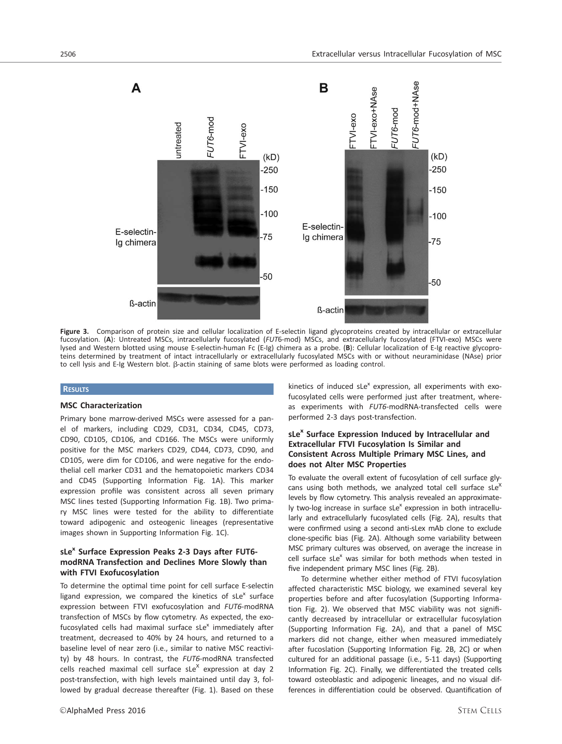Figure 3. Comparison of protein size and cellular localization of E-selectin ligand glycoproteins created by intracellular or extracellular fucosylation. (**A**): Untreated MSCs, intracellularly fucosylated (*FUT6*-mod) MSCs, and extracellularly fucosylated (FTVI-exo) MSCs were lysed and Western blotted using mouse E-selectin-human Fc (E-Ig) chimera as a probe. (**B**): Cellular localization of E-Ig reactive glycoproteins determined by treatment of intact intracellularly or extracellularly fucosylated MSCs with or without neuraminidase (NAse) prior to cell lysis and E-Ig Western blot. β-actin staining of same blots were performed as loading control.

## RESULTS

### MSC Characterization

Primary bone marrow-derived MSCs were assessed for a panel of markers, including CD29, CD31, CD34, CD45, CD73, CD90, CD105, CD106, and CD166. The MSCs were uniformly positive for the MSC markers CD29, CD44, CD73, CD90, and CD105, were dim for CD106, and were negative for the endothelial cell marker CD31 and the hematopoietic markers CD34 and CD45 (Supporting Information Fig. 1A). This marker expression profile was consistent across all seven primary MSC lines tested (Supporting Information Fig. 1B). Two primary MSC lines were tested for the ability to differentiate toward adipogenic and osteogenic lineages (representative images shown in Supporting Information Fig. 1C).

### sLe$^x$ Surface Expression Peaks 2-3 Days after FUT6-modRNA Transfection and Declines More Slowly than with FTVI Exofucosylation

To determine the optimal time point for cell surface E-selectin ligand expression, we compared the kinetics of sLe$^x$ surface expression between FTVI exofucosylation and *FUT6*-modRNA transfection of MSCs by flow cytometry. As expected, the exofucosylated cells had maximal surface sLe$^x$ immediately after treatment, decreased to 40% by 24 hours, and returned to a baseline level of near zero (i.e., similar to native MSC reactivity) by 48 hours. In contrast, the *FUT6*-modRNA transfected cells reached maximal cell surface sLe$^X$ expression at day 2 post-transfection, with high levels maintained until day 3, followed by gradual decrease thereafter (Fig. 1). Based on these kinetics of induced sLe$^x$ expression, all experiments with exofucosylated cells were performed just after treatment, whereas experiments with *FUT6*-modRNA-transfected cells were performed 2-3 days post-transfection.

### sLe$^x$ Surface Expression Induced by Intracellular and Extracellular FTVI Fucosylation Is Similar and Consistent Across Multiple Primary MSC Lines, and does not Alter MSC Properties

To evaluate the overall extent of fucosylation of cell surface glycans using both methods, we analyzed total cell surface sLe$^X$ levels by flow cytometry. This analysis revealed an approximately two-log increase in surface sLe$^x$ expression in both intracellularly and extracellularly fucosylated cells (Fig. 2A), results that were confirmed using a second anti-sLex mAb clone to exclude clone-specific bias (Fig. 2A). Although some variability between MSC primary cultures was observed, on average the increase in cell surface sLe$^x$ was similar for both methods when tested in five independent primary MSC lines (Fig. 2B).

To determine whether either method of FTVI fucosylation affected characteristic MSC biology, we examined several key properties before and after fucosylation (Supporting Information Fig. 2). We observed that MSC viability was not significantly decreased by intracellular or extracellular fucosylation (Supporting Information Fig. 2A), and that a panel of MSC markers did not change, either when measured immediately after fucoslation (Supporting Information Fig. 2B, 2C) or when cultured for an additional passage (i.e., 5-11 days) (Supporting Information Fig. 2C). Finally, we differentiated the treated cells toward osteoblastic and adipogenic lineages, and no visual differences in differentiation could be observed. Quantification of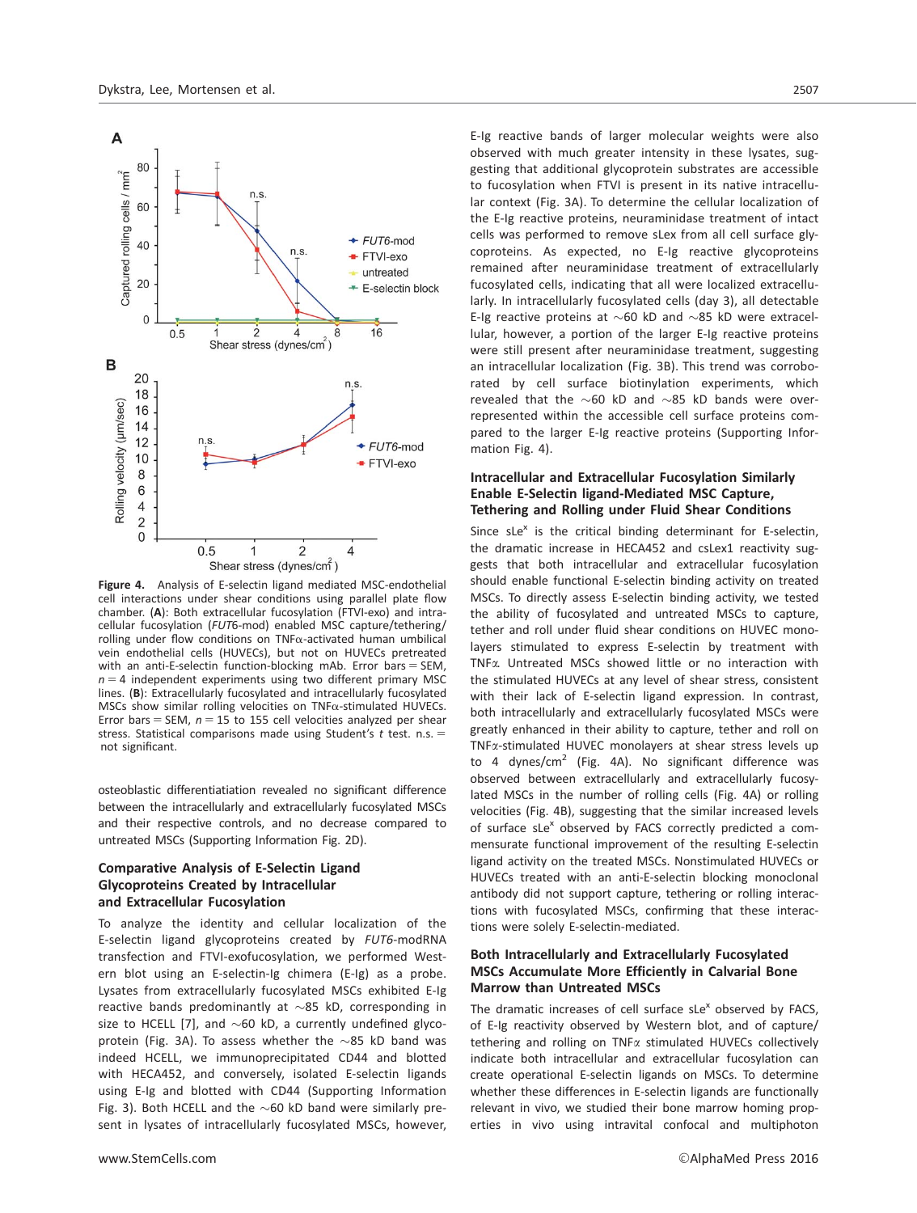**Figure 4.** Analysis of E-selectin ligand mediated MSC-endothelial cell interactions under shear conditions using parallel plate flow chamber. (**A**): Both extracellular fucosylation (FTVI-exo) and intracellular fucosylation (*FUT6*-mod) enabled MSC capture/tethering/rolling under flow conditions on TNFα-activated human umbilical vein endothelial cells (HUVECs), but not on HUVECs pretreated with an anti-E-selectin function-blocking mAb. Error bars = SEM, $n = 4$ independent experiments using two different primary MSC lines. (**B**): Extracellularly fucosylated and intracellularly fucosylated MSCs show similar rolling velocities on TNFα-stimulated HUVECs. Error bars = SEM, $n = 15$ to 155 cell velocities analyzed per shear stress. Statistical comparisons made using Student's $t$ test. n.s. = not significant.

osteoblastic differentiatiation revealed no significant difference between the intracellularly and extracellularly fucosylated MSCs and their respective controls, and no decrease compared to untreated MSCs (Supporting Information Fig. 2D).

## Comparative Analysis of E-Selectin Ligand Glycoproteins Created by Intracellular and Extracellular Fucosylation

To analyze the identity and cellular localization of the E-selectin ligand glycoproteins created by *FUT6*-modRNA transfection and FTVI-exofucosylation, we performed Western blot using an E-selectin-Ig chimera (E-Ig) as a probe. Lysates from extracellularly fucosylated MSCs exhibited E-Ig reactive bands predominantly at ~85 kD, corresponding in size to HCELL [7], and ~60 kD, a currently undefined glycoprotein (Fig. 3A). To assess whether the ~85 kD band was indeed HCELL, we immunoprecipitated CD44 and blotted with HECA452, and conversely, isolated E-selectin ligands using E-Ig and blotted with CD44 (Supporting Information Fig. 3). Both HCELL and the ~60 kD band were similarly present in lysates of intracellularly fucosylated MSCs, however, E-Ig reactive bands of larger molecular weights were also observed with much greater intensity in these lysates, suggesting that additional glycoprotein substrates are accessible to fucosylation when FTVI is present in its native intracellular context (Fig. 3A). To determine the cellular localization of the E-Ig reactive proteins, neuraminidase treatment of intact cells was performed to remove sLex from all cell surface glycoproteins. As expected, no E-Ig reactive glycoproteins remained after neuraminidase treatment of extracellularly fucosylated cells, indicating that all were localized extracellularly. In intracellularly fucosylated cells (day 3), all detectable E-Ig reactive proteins at ~60 kD and ~85 kD were extracellular, however, a portion of the larger E-Ig reactive proteins were still present after neuraminidase treatment, suggesting an intracellular localization (Fig. 3B). This trend was corroborated by cell surface biotinylation experiments, which revealed that the ~60 kD and ~85 kD bands were overrepresented within the accessible cell surface proteins compared to the larger E-Ig reactive proteins (Supporting Information Fig. 4).

## Intracellular and Extracellular Fucosylation Similarly Enable E-Selectin ligand-Mediated MSC Capture, Tethering and Rolling under Fluid Shear Conditions

Since sLe$^x$ is the critical binding determinant for E-selectin, the dramatic increase in HECA452 and csLex1 reactivity suggests that both intracellular and extracellular fucosylation should enable functional E-selectin binding activity on treated MSCs. To directly assess E-selectin binding activity, we tested the ability of fucosylated and untreated MSCs to capture, tether and roll under fluid shear conditions on HUVEC monolayers stimulated to express E-selectin by treatment with TNFα. Untreated MSCs showed little or no interaction with the stimulated HUVECs at any level of shear stress, consistent with their lack of E-selectin ligand expression. In contrast, both intracellularly and extracellularly fucosylated MSCs were greatly enhanced in their ability to capture, tether and roll on TNFα-stimulated HUVEC monolayers at shear stress levels up to 4 dynes/cm$^2$ (Fig. 4A). No significant difference was observed between extracellularly and extracellularly fucosylated MSCs in the number of rolling cells (Fig. 4A) or rolling velocities (Fig. 4B), suggesting that the similar increased levels of surface sLe$^x$ observed by FACS correctly predicted a commensurate functional improvement of the resulting E-selectin ligand activity on the treated MSCs. Nonstimulated HUVECs or HUVECs treated with an anti-E-selectin blocking monoclonal antibody did not support capture, tethering or rolling interactions with fucosylated MSCs, confirming that these interactions were solely E-selectin-mediated.

## Both Intracellularly and Extracellularly Fucosylated MSCs Accumulate More Efficiently in Calvarial Bone Marrow than Untreated MSCs

The dramatic increases of cell surface sLe$^x$ observed by FACS, of E-Ig reactivity observed by Western blot, and of capture/tethering and rolling on TNFα stimulated HUVECs collectively indicate both intracellular and extracellular fucosylation can create operational E-selectin ligands on MSCs. To determine whether these differences in E-selectin ligands are functionally relevant in vivo, we studied their bone marrow homing properties in vivo using intravital confocal and multiphoton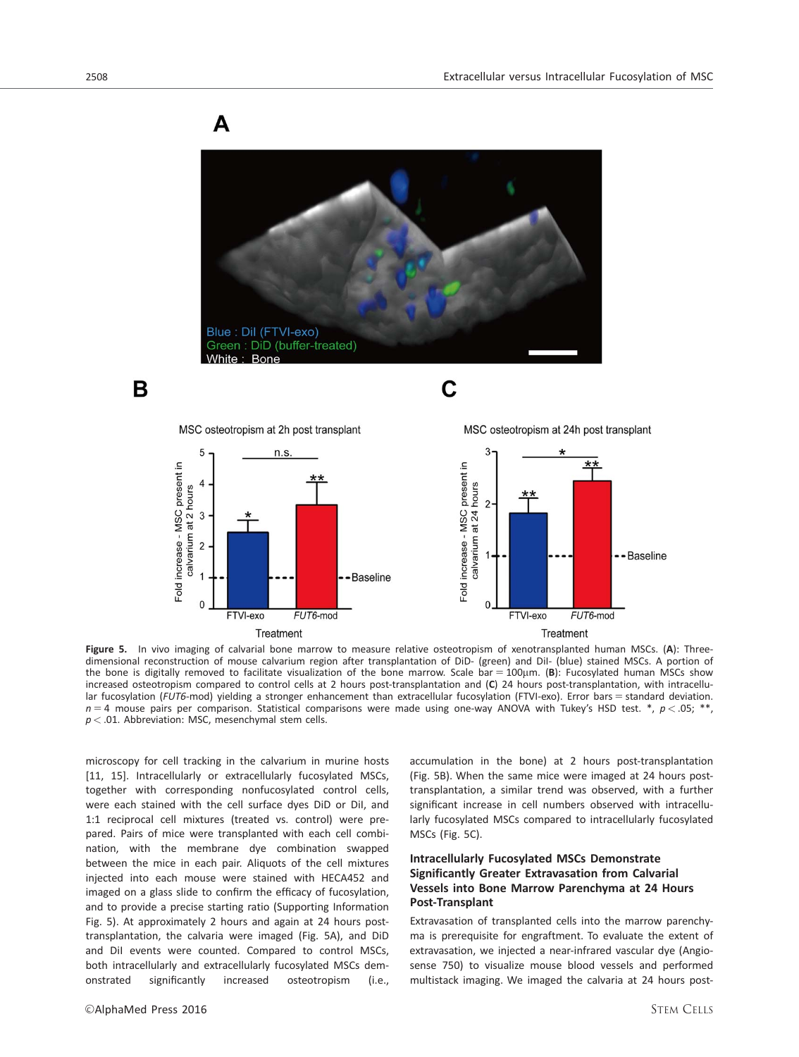Figure 5. In vivo imaging of calvarial bone marrow to measure relative osteotropism of xenotransplanted human MSCs. (**A**): Three-dimensional reconstruction of mouse calvarium region after transplantation of DiD- (green) and DiI- (blue) stained MSCs. A portion of the bone is digitally removed to facilitate visualization of the bone marrow. Scale bar = 100μm. (**B**): Fucosylated human MSCs show increased osteotropism compared to control cells at 2 hours post-transplantation and (**C**) 24 hours post-transplantation, with intracellular fucosylation (*FUT6*-mod) yielding a stronger enhancement than extracellular fucosylation (FTVI-exo). Error bars = standard deviation. $n = 4$ mouse pairs per comparison. Statistical comparisons were made using one-way ANOVA with Tukey's HSD test. *, $p < .05$; **, $p < .01$. Abbreviation: MSC, mesenchymal stem cells.

microscopy for cell tracking in the calvarium in murine hosts [11, 15]. Intracellularly or extracellularly fucosylated MSCs, together with corresponding nonfucosylated control cells, were each stained with the cell surface dyes DiD or DiI, and 1:1 reciprocal cell mixtures (treated vs. control) were prepared. Pairs of mice were transplanted with each cell combination, with the membrane dye combination swapped between the mice in each pair. Aliquots of the cell mixtures injected into each mouse were stained with HECA452 and imaged on a glass slide to confirm the efficacy of fucosylation, and to provide a precise starting ratio (Supporting Information Fig. 5). At approximately 2 hours and again at 24 hours post-transplantation, the calvaria were imaged (Fig. 5A), and DiD and DiI events were counted. Compared to control MSCs, both intracellularly and extracellularly fucosylated MSCs demonstrated significantly increased osteotropism (i.e., accumulation in the bone) at 2 hours post-transplantation (Fig. 5B). When the same mice were imaged at 24 hours post-transplantation, a similar trend was observed, with a further significant increase in cell numbers observed with intracellularly fucosylated MSCs compared to intracellularly fucosylated MSCs (Fig. 5C).

## Intracellularly Fucosylated MSCs Demonstrate Significantly Greater Extravasation from Calvarial Vessels into Bone Marrow Parenchyma at 24 Hours Post-Transplant

Extravasation of transplanted cells into the marrow parenchyma is prerequisite for engraftment. To evaluate the extent of extravasation, we injected a near-infrared vascular dye (Angiosense 750) to visualize mouse blood vessels and performed multistack imaging. We imaged the calvaria at 24 hours post-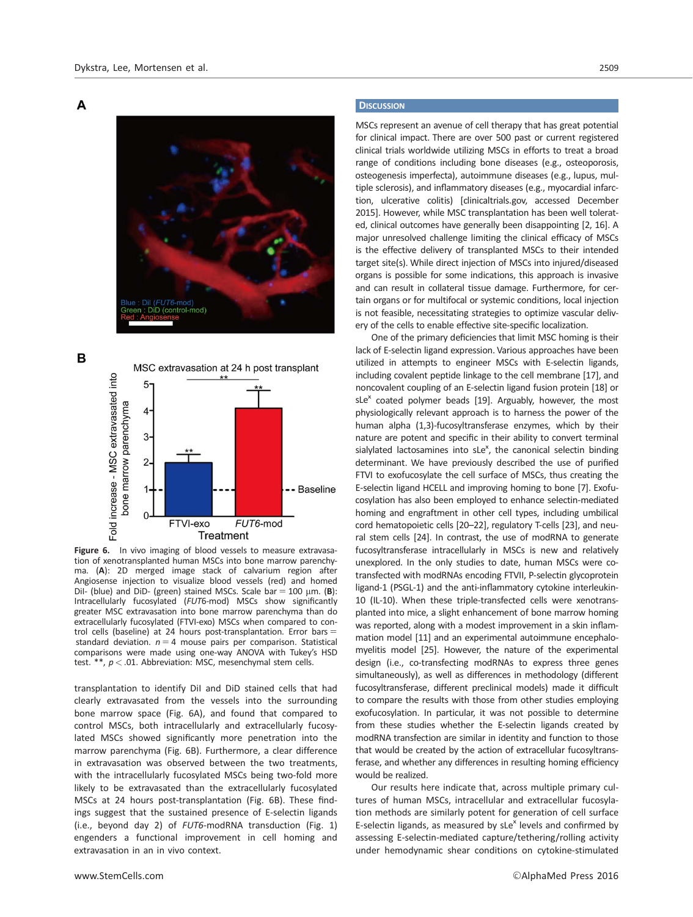**Figure 6.** In vivo imaging of blood vessels to measure extravasation of xenotransplanted human MSCs into bone marrow parenchyma. (**A**): 2D merged image stack of calvarium region after Angiosense injection to visualize blood vessels (red) and homed DiI- (blue) and DiD- (green) stained MSCs. Scale bar = 100 μm. (**B**): Intracellularly fucosylated (*FUT6*-mod) MSCs show significantly greater MSC extravasation into bone marrow parenchyma than do extracellularly fucosylated (FTVI-exo) MSCs when compared to control cells (baseline) at 24 hours post-transplantation. Error bars = standard deviation. $n = 4$ mouse pairs per comparison. Statistical comparisons were made using one-way ANOVA with Tukey's HSD test. **, $p < .01$. Abbreviation: MSC, mesenchymal stem cells.

transplantation to identify DiI and DiD stained cells that had clearly extravasated from the vessels into the surrounding bone marrow space (Fig. 6A), and found that compared to control MSCs, both intracellularly and extracellularly fucosylated MSCs showed significantly more penetration into the marrow parenchyma (Fig. 6B). Furthermore, a clear difference in extravasation was observed between the two treatments, with the intracellularly fucosylated MSCs being two-fold more likely to be extravasated than the extracellularly fucosylated MSCs at 24 hours post-transplantation (Fig. 6B). These findings suggest that the sustained presence of E-selectin ligands (i.e., beyond day 2) of *FUT6*-modRNA transduction (Fig. 1) engenders a functional improvement in cell homing and extravasation in an in vivo context.

## Discussion

MSCs represent an avenue of cell therapy that has great potential for clinical impact. There are over 500 past or current registered clinical trials worldwide utilizing MSCs in efforts to treat a broad range of conditions including bone diseases (e.g., osteoporosis, osteogenesis imperfecta), autoimmune diseases (e.g., lupus, multiple sclerosis), and inflammatory diseases (e.g., myocardial infarction, ulcerative colitis) [clinicaltrials.gov, accessed December 2015]. However, while MSC transplantation has been well tolerated, clinical outcomes have generally been disappointing [2, 16]. A major unresolved challenge limiting the clinical efficacy of MSCs is the effective delivery of transplanted MSCs to their intended target site(s). While direct injection of MSCs into injured/diseased organs is possible for some indications, this approach is invasive and can result in collateral tissue damage. Furthermore, for certain organs or for multifocal or systemic conditions, local injection is not feasible, necessitating strategies to optimize vascular delivery of the cells to enable effective site-specific localization.

One of the primary deficiencies that limit MSC homing is their lack of E-selectin ligand expression. Various approaches have been utilized in attempts to engineer MSCs with E-selectin ligands, including covalent peptide linkage to the cell membrane [17], and noncovalent coupling of an E-selectin ligand fusion protein [18] or sLe$^x$ coated polymer beads [19]. Arguably, however, the most physiologically relevant approach is to harness the power of the human alpha (1,3)-fucosyltransferase enzymes, which by their nature are potent and specific in their ability to convert terminal sialylated lactosamines into sLe$^x$, the canonical selectin binding determinant. We have previously described the use of purified FTVI to exofucosylate the cell surface of MSCs, thus creating the E-selectin ligand HCELL and improving homing to bone [7]. Exofucosylation has also been employed to enhance selectin-mediated homing and engraftment in other cell types, including umbilical cord hematopoietic cells [20–22], regulatory T-cells [23], and neural stem cells [24]. In contrast, the use of modRNA to generate fucosyltransferase intracellularly in MSCs is new and relatively unexplored. In the only studies to date, human MSCs were co-transfected with modRNAs encoding FTVII, P-selectin glycoprotein ligand-1 (PSGL-1) and the anti-inflammatory cytokine interleukin-10 (IL-10). When these triple-transfected cells were xenotransplanted into mice, a slight enhancement of bone marrow homing was reported, along with a modest improvement in a skin inflammation model [11] and an experimental autoimmune encephalomyelitis model [25]. However, the nature of the experimental design (i.e., co-transfecting modRNAs to express three genes simultaneously), as well as differences in methodology (different fucosyltransferase, different preclinical models) made it difficult to compare the results with those from other studies employing exofucosylation. In particular, it was not possible to determine from these studies whether the E-selectin ligands created by modRNA transfection are similar in identity and function to those that would be created by the action of extracellular fucosyltransferase, and whether any differences in resulting homing efficiency would be realized.

Our results here indicate that, across multiple primary cultures of human MSCs, intracellular and extracellular fucosylation methods are similarly potent for generation of cell surface E-selectin ligands, as measured by sLe$^x$ levels and confirmed by assessing E-selectin-mediated capture/tethering/rolling activity under hemodynamic shear conditions on cytokine-stimulated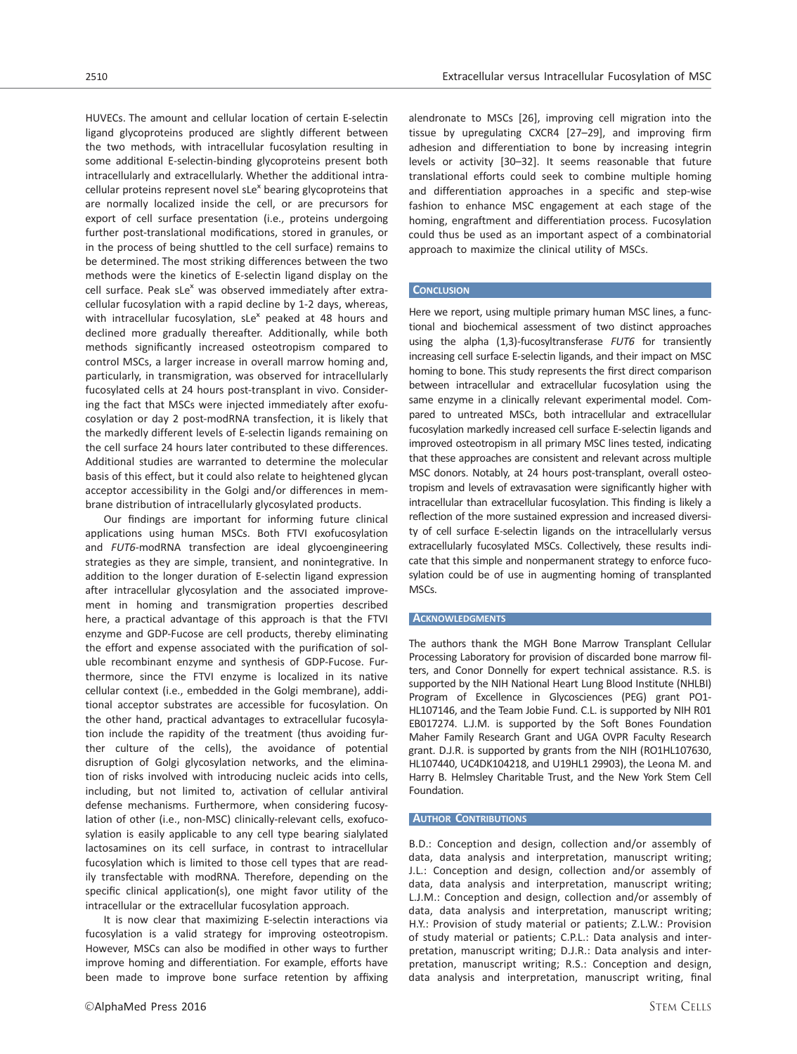HUVECs. The amount and cellular location of certain E-selectin ligand glycoproteins produced are slightly different between the two methods, with intracellular fucosylation resulting in some additional E-selectin-binding glycoproteins present both intracellularly and extracellularly. Whether the additional intracellular proteins represent novel $sLe^x$ bearing glycoproteins that are normally localized inside the cell, or are precursors for export of cell surface presentation (i.e., proteins undergoing further post-translational modifications, stored in granules, or in the process of being shuttled to the cell surface) remains to be determined. The most striking differences between the two methods were the kinetics of E-selectin ligand display on the cell surface. Peak $sLe^x$ was observed immediately after extracellular fucosylation with a rapid decline by 1-2 days, whereas, with intracellular fucosylation, $sLe^x$ peaked at 48 hours and declined more gradually thereafter. Additionally, while both methods significantly increased osteotropism compared to control MSCs, a larger increase in overall marrow homing and, particularly, in transmigration, was observed for intracellularly fucosylated cells at 24 hours post-transplant in vivo. Considering the fact that MSCs were injected immediately after exofucosylation or day 2 post-modRNA transfection, it is likely that the markedly different levels of E-selectin ligands remaining on the cell surface 24 hours later contributed to these differences. Additional studies are warranted to determine the molecular basis of this effect, but it could also relate to heightened glycan acceptor accessibility in the Golgi and/or differences in membrane distribution of intracellularly glycosylated products.

Our findings are important for informing future clinical applications using human MSCs. Both FTVI exofucosylation and *FUT6*-modRNA transfection are ideal glycoengineering strategies as they are simple, transient, and nonintegrative. In addition to the longer duration of E-selectin ligand expression after intracellular glycosylation and the associated improvement in homing and transmigration properties described here, a practical advantage of this approach is that the FTVI enzyme and GDP-Fucose are cell products, thereby eliminating the effort and expense associated with the purification of soluble recombinant enzyme and synthesis of GDP-Fucose. Furthermore, since the FTVI enzyme is localized in its native cellular context (i.e., embedded in the Golgi membrane), additional acceptor substrates are accessible for fucosylation. On the other hand, practical advantages to extracellular fucosylation include the rapidity of the treatment (thus avoiding further culture of the cells), the avoidance of potential disruption of Golgi glycosylation networks, and the elimination of risks involved with introducing nucleic acids into cells, including, but not limited to, activation of cellular antiviral defense mechanisms. Furthermore, when considering fucosylation of other (i.e., non-MSC) clinically-relevant cells, exofucosylation is easily applicable to any cell type bearing sialylated lactosamines on its cell surface, in contrast to intracellular fucosylation which is limited to those cell types that are readily transfectable with modRNA. Therefore, depending on the specific clinical application(s), one might favor utility of the intracellular or the extracellular fucosylation approach.

It is now clear that maximizing E-selectin interactions via fucosylation is a valid strategy for improving osteotropism. However, MSCs can also be modified in other ways to further improve homing and differentiation. For example, efforts have been made to improve bone surface retention by affixing alendronate to MSCs [26], improving cell migration into the tissue by upregulating CXCR4 [27–29], and improving firm adhesion and differentiation to bone by increasing integrin levels or activity [30–32]. It seems reasonable that future translational efforts could seek to combine multiple homing and differentiation approaches in a specific and step-wise fashion to enhance MSC engagement at each stage of the homing, engraftment and differentiation process. Fucosylation could thus be used as an important aspect of a combinatorial approach to maximize the clinical utility of MSCs.

## Conclusion

Here we report, using multiple primary human MSC lines, a functional and biochemical assessment of two distinct approaches using the alpha (1,3)-fucosyltransferase *FUT6* for transiently increasing cell surface E-selectin ligands, and their impact on MSC homing to bone. This study represents the first direct comparison between intracellular and extracellular fucosylation using the same enzyme in a clinically relevant experimental model. Compared to untreated MSCs, both intracellular and extracellular fucosylation markedly increased cell surface E-selectin ligands and improved osteotropism in all primary MSC lines tested, indicating that these approaches are consistent and relevant across multiple MSC donors. Notably, at 24 hours post-transplant, overall osteotropism and levels of extravasation were significantly higher with intracellular than extracellular fucosylation. This finding is likely a reflection of the more sustained expression and increased diversity of cell surface E-selectin ligands on the intracellularly versus extracellularly fucosylated MSCs. Collectively, these results indicate that this simple and nonpermanent strategy to enforce fucosylation could be of use in augmenting homing of transplanted MSCs.

## Acknowledgments

The authors thank the MGH Bone Marrow Transplant Cellular Processing Laboratory for provision of discarded bone marrow filters, and Conor Donnelly for expert technical assistance. R.S. is supported by the NIH National Heart Lung Blood Institute (NHLBI) Program of Excellence in Glycosciences (PEG) grant PO1-HL107146, and the Team Jobie Fund. C.L. is supported by NIH R01 EB017274. L.J.M. is supported by the Soft Bones Foundation Maher Family Research Grant and UGA OVPR Faculty Research grant. D.J.R. is supported by grants from the NIH (RO1HL107630, HL107440, UC4DK104218, and U19HL1 29903), the Leona M. and Harry B. Helmsley Charitable Trust, and the New York Stem Cell Foundation.

## Author Contributions

B.D.: Conception and design, collection and/or assembly of data, data analysis and interpretation, manuscript writing; J.L.: Conception and design, collection and/or assembly of data, data analysis and interpretation, manuscript writing; L.J.M.: Conception and design, collection and/or assembly of data, data analysis and interpretation, manuscript writing; H.Y.: Provision of study material or patients; Z.L.W.: Provision of study material or patients; C.P.L.: Data analysis and interpretation, manuscript writing; D.J.R.: Data analysis and interpretation, manuscript writing; R.S.: Conception and design, data analysis and interpretation, manuscript writing, final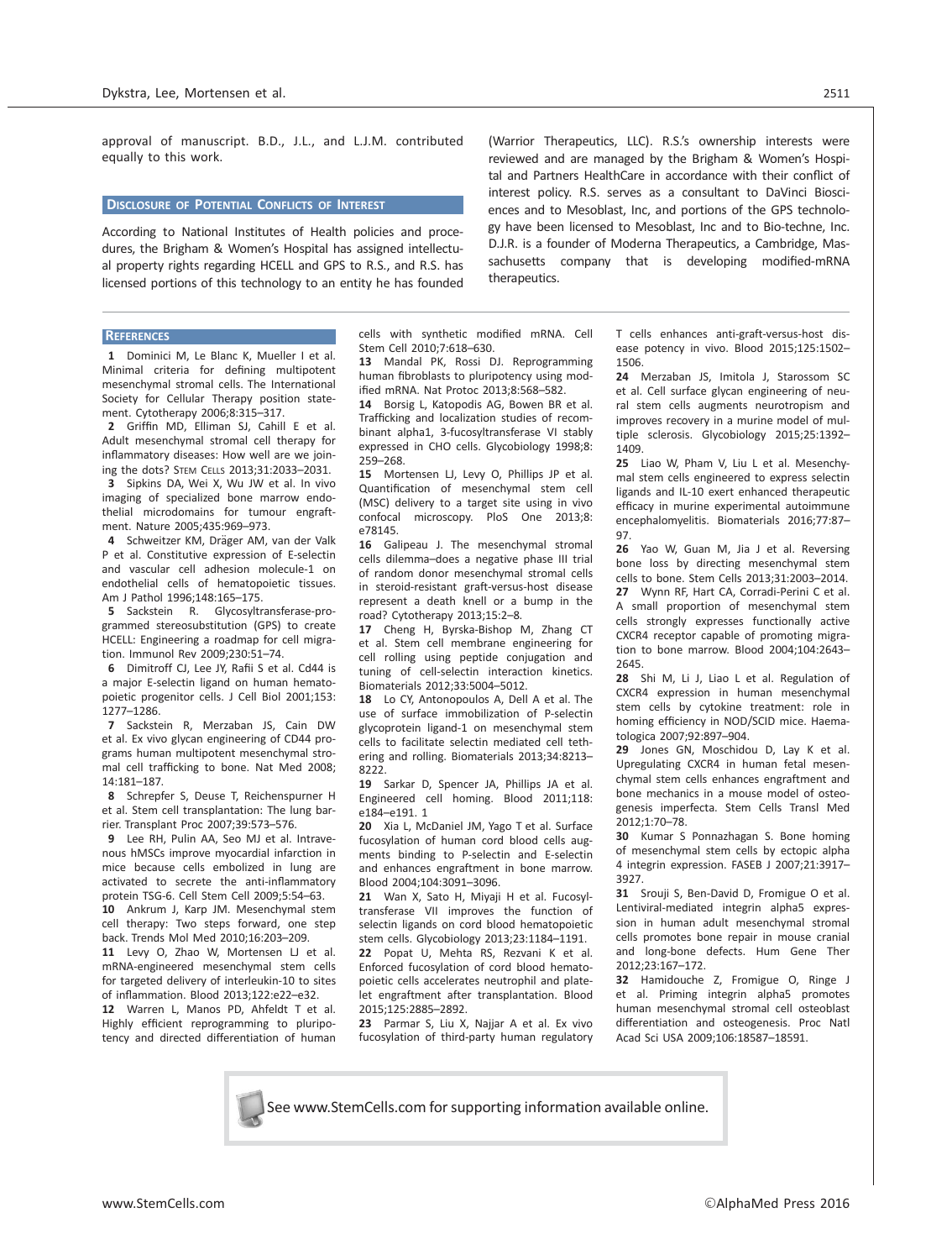approval of manuscript. B.D., J.L., and L.J.M. contributed equally to this work.

## Disclosure of Potential Conflicts of Interest

According to National Institutes of Health policies and procedures, the Brigham & Women's Hospital has assigned intellectual property rights regarding HCELL and GPS to R.S., and R.S. has licensed portions of this technology to an entity he has founded (Warrior Therapeutics, LLC). R.S.'s ownership interests were reviewed and are managed by the Brigham & Women's Hospital and Partners HealthCare in accordance with their conflict of interest policy. R.S. serves as a consultant to DaVinci Biosciences and to Mesoblast, Inc, and portions of the GPS technology have been licensed to Mesoblast, Inc and to Bio-techne, Inc. D.J.R. is a founder of Moderna Therapeutics, a Cambridge, Massachusetts company that is developing modified-mRNA therapeutics.

## References

1 Dominici M, Le Blanc K, Mueller I et al. Minimal criteria for defining multipotent mesenchymal stromal cells. The International Society for Cellular Therapy position statement. Cytotherapy 2006;8:315–317.

2 Griffin MD, Elliman SJ, Cahill E et al. Adult mesenchymal stromal cell therapy for inflammatory diseases: How well are we joining the dots? Stem Cells 2013;31:2033–2031.

3 Sipkins DA, Wei X, Wu JW et al. In vivo imaging of specialized bone marrow endothelial microdomains for tumour engraftment. Nature 2005;435:969–973.

4 Schweitzer KM, Dräger AM, van der Valk P et al. Constitutive expression of E-selectin and vascular cell adhesion molecule-1 on endothelial cells of hematopoietic tissues. Am J Pathol 1996;148:165–175.

5 Sackstein R. Glycosyltransferase-programmed stereosubstitution (GPS) to create HCELL: Engineering a roadmap for cell migration. Immunol Rev 2009;230:51–74.

6 Dimitroff CJ, Lee JY, Rafii S et al. Cd44 is a major E-selectin ligand on human hematopoietic progenitor cells. J Cell Biol 2001;153: 1277–1286.

7 Sackstein R, Merzaban JS, Cain DW et al. Ex vivo glycan engineering of CD44 programs human multipotent mesenchymal stromal cell trafficking to bone. Nat Med 2008; 14:181–187.

8 Schrepfer S, Deuse T, Reichenspurner H et al. Stem cell transplantation: The lung barrier. Transplant Proc 2007;39:573–576.

9 Lee RH, Pulin AA, Seo MJ et al. Intravenous hMSCs improve myocardial infarction in mice because cells embolized in lung are activated to secrete the anti-inflammatory protein TSG-6. Cell Stem Cell 2009;5:54–63.

10 Ankrum J, Karp JM. Mesenchymal stem cell therapy: Two steps forward, one step back. Trends Mol Med 2010;16:203–209.

11 Levy O, Zhao W, Mortensen LJ et al. mRNA-engineered mesenchymal stem cells for targeted delivery of interleukin-10 to sites of inflammation. Blood 2013;122:e22–e32.

12 Warren L, Manos PD, Ahfeldt T et al. Highly efficient reprogramming to pluripotency and directed differentiation of human cells with synthetic modified mRNA. Cell Stem Cell 2010;7:618–630.

13 Mandal PK, Rossi DJ. Reprogramming human fibroblasts to pluripotency using modified mRNA. Nat Protoc 2013;8:568–582.

14 Borsig L, Katopodis AG, Bowen BR et al. Trafficking and localization studies of recombinant alpha1, 3-fucosyltransferase VI stably expressed in CHO cells. Glycobiology 1998;8: 259–268.

15 Mortensen LJ, Levy O, Phillips JP et al. Quantification of mesenchymal stem cell (MSC) delivery to a target site using in vivo confocal microscopy. PloS One 2013;8: e78145.

16 Galipeau J. The mesenchymal stromal cells dilemma–does a negative phase III trial of random donor mesenchymal stromal cells in steroid-resistant graft-versus-host disease represent a death knell or a bump in the road? Cytotherapy 2013;15:2–8.

17 Cheng H, Byrska-Bishop M, Zhang CT et al. Stem cell membrane engineering for cell rolling using peptide conjugation and tuning of cell-selectin interaction kinetics. Biomaterials 2012;33:5004–5012.

18 Lo CY, Antonopoulos A, Dell A et al. The use of surface immobilization of P-selectin glycoprotein ligand-1 on mesenchymal stem cells to facilitate selectin mediated cell tethering and rolling. Biomaterials 2013;34:8213–8222.

19 Sarkar D, Spencer JA, Phillips JA et al. Engineered cell homing. Blood 2011;118: e184–e191. 1

20 Xia L, McDaniel JM, Yago T et al. Surface fucosylation of human cord blood cells augments binding to P-selectin and E-selectin and enhances engraftment in bone marrow. Blood 2004;104:3091–3096.

21 Wan X, Sato H, Miyaji H et al. Fucosyltransferase VII improves the function of selectin ligands on cord blood hematopoietic stem cells. Glycobiology 2013;23:1184–1191.

22 Popat U, Mehta RS, Rezvani K et al. Enforced fucosylation of cord blood hematopoietic cells accelerates neutrophil and platelet engraftment after transplantation. Blood 2015;125:2885–2892.

23 Parmar S, Liu X, Najjar A et al. Ex vivo fucosylation of third-party human regulatory T cells enhances anti-graft-versus-host disease potency in vivo. Blood 2015;125:1502–1506.

24 Merzaban JS, Imitola J, Starossom SC et al. Cell surface glycan engineering of neural stem cells augments neurotropism and improves recovery in a murine model of multiple sclerosis. Glycobiology 2015;25:1392–1409.

25 Liao W, Pham V, Liu L et al. Mesenchymal stem cells engineered to express selectin ligands and IL-10 exert enhanced therapeutic efficacy in murine experimental autoimmune encephalomyelitis. Biomaterials 2016;77:87–97.

26 Yao W, Guan M, Jia J et al. Reversing bone loss by directing mesenchymal stem cells to bone. Stem Cells 2013;31:2003–2014.

27 Wynn RF, Hart CA, Corradi-Perini C et al. A small proportion of mesenchymal stem cells strongly expresses functionally active CXCR4 receptor capable of promoting migration to bone marrow. Blood 2004;104:2643–2645.

28 Shi M, Li J, Liao L et al. Regulation of CXCR4 expression in human mesenchymal stem cells by cytokine treatment: role in homing efficiency in NOD/SCID mice. Haematologica 2007;92:897–904.

29 Jones GN, Moschidou D, Lay K et al. Upregulating CXCR4 in human fetal mesenchymal stem cells enhances engraftment and bone mechanics in a mouse model of osteogenesis imperfecta. Stem Cells Transl Med 2012;1:70–78.

30 Kumar S Ponnazhagan S. Bone homing of mesenchymal stem cells by ectopic alpha 4 integrin expression. FASEB J 2007;21:3917–3927.

31 Srouji S, Ben-David D, Fromigue O et al. Lentiviral-mediated integrin alpha5 expression in human adult mesenchymal stromal cells promotes bone repair in mouse cranial and long-bone defects. Hum Gene Ther 2012;23:167–172.

32 Hamidouche Z, Fromigue O, Ringe J et al. Priming integrin alpha5 promotes human mesenchymal stromal cell osteoblast differentiation and osteogenesis. Proc Natl Acad Sci USA 2009;106:18587–18591.

See www.StemCells.com for supporting information available online.